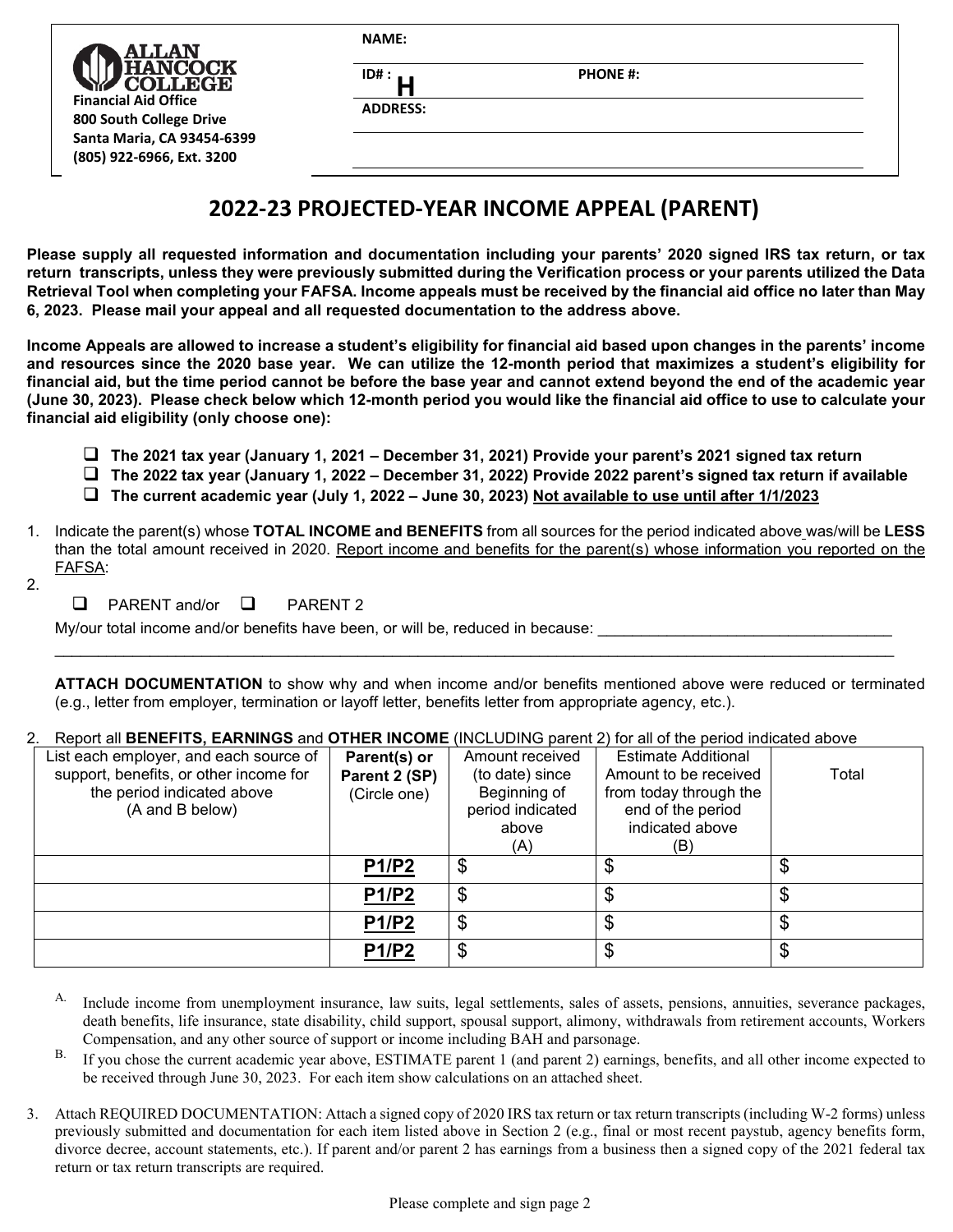**ALLAN HANCOCK COLLEGE**
**Financial Aid Office**
**800 South College Drive**
**Santa Maria, CA 93454-6399**
**(805) 922-6966, Ext. 3200**

**NAME:**

**ID# : H** **PHONE #:**

**ADDRESS:**

# 2022-23 PROJECTED-YEAR INCOME APPEAL (PARENT)

**Please supply all requested information and documentation including your parents' 2020 signed IRS tax return, or tax return transcripts, unless they were previously submitted during the Verification process or your parents utilized the Data Retrieval Tool when completing your FAFSA. Income appeals must be received by the financial aid office no later than May 6, 2023. Please mail your appeal and all requested documentation to the address above.**

**Income Appeals are allowed to increase a student's eligibility for financial aid based upon changes in the parents' income and resources since the 2020 base year. We can utilize the 12-month period that maximizes a student's eligibility for financial aid, but the time period cannot be before the base year and cannot extend beyond the end of the academic year (June 30, 2023). Please check below which 12-month period you would like the financial aid office to use to calculate your financial aid eligibility (only choose one):**

- ☐ **The 2021 tax year (January 1, 2021 – December 31, 2021) Provide your parent's 2021 signed tax return**
- ☐ **The 2022 tax year (January 1, 2022 – December 31, 2022) Provide 2022 parent's signed tax return if available**
- ☐ **The current academic year (July 1, 2022 – June 30, 2023) <u>Not available to use until after 1/1/2023</u>**

1. Indicate the parent(s) whose **TOTAL INCOME and BENEFITS** from all sources for the period indicated above was/will be **LESS** than the total amount received in 2020. <u>Report income and benefits for the parent(s) whose information you reported on the FAFSA</u>:

2. ☐ PARENT and/or ☐ PARENT 2

   My/our total income and/or benefits have been, or will be, reduced in because: ___________________________________

   ________________________________________________________________________________________________

   **ATTACH DOCUMENTATION** to show why and when income and/or benefits mentioned above were reduced or terminated (e.g., letter from employer, termination or layoff letter, benefits letter from appropriate agency, etc.).

2. Report all **BENEFITS, EARNINGS** and **OTHER INCOME** (INCLUDING parent 2) for all of the period indicated above

| List each employer, and each source of support, benefits, or other income for the period indicated above (A and B below) | **Parent(s) or Parent 2 (SP)** (Circle one) | Amount received (to date) since Beginning of period indicated above (A) | Estimate Additional Amount to be received from today through the end of the period indicated above (B) | Total |
|---|---|---|---|---|
| | **P1/P2** | $ | $ | $ |
| | **P1/P2** | $ | $ | $ |
| | **P1/P2** | $ | $ | $ |
| | **P1/P2** | $ | $ | $ |

A. Include income from unemployment insurance, law suits, legal settlements, sales of assets, pensions, annuities, severance packages, death benefits, life insurance, state disability, child support, spousal support, alimony, withdrawals from retirement accounts, Workers Compensation, and any other source of support or income including BAH and parsonage.

B. If you chose the current academic year above, ESTIMATE parent 1 (and parent 2) earnings, benefits, and all other income expected to be received through June 30, 2023. For each item show calculations on an attached sheet.

3. Attach REQUIRED DOCUMENTATION: Attach a signed copy of 2020 IRS tax return or tax return transcripts (including W-2 forms) unless previously submitted and documentation for each item listed above in Section 2 (e.g., final or most recent paystub, agency benefits form, divorce decree, account statements, etc.). If parent and/or parent 2 has earnings from a business then a signed copy of the 2021 federal tax return or tax return transcripts are required.

Please complete and sign page 2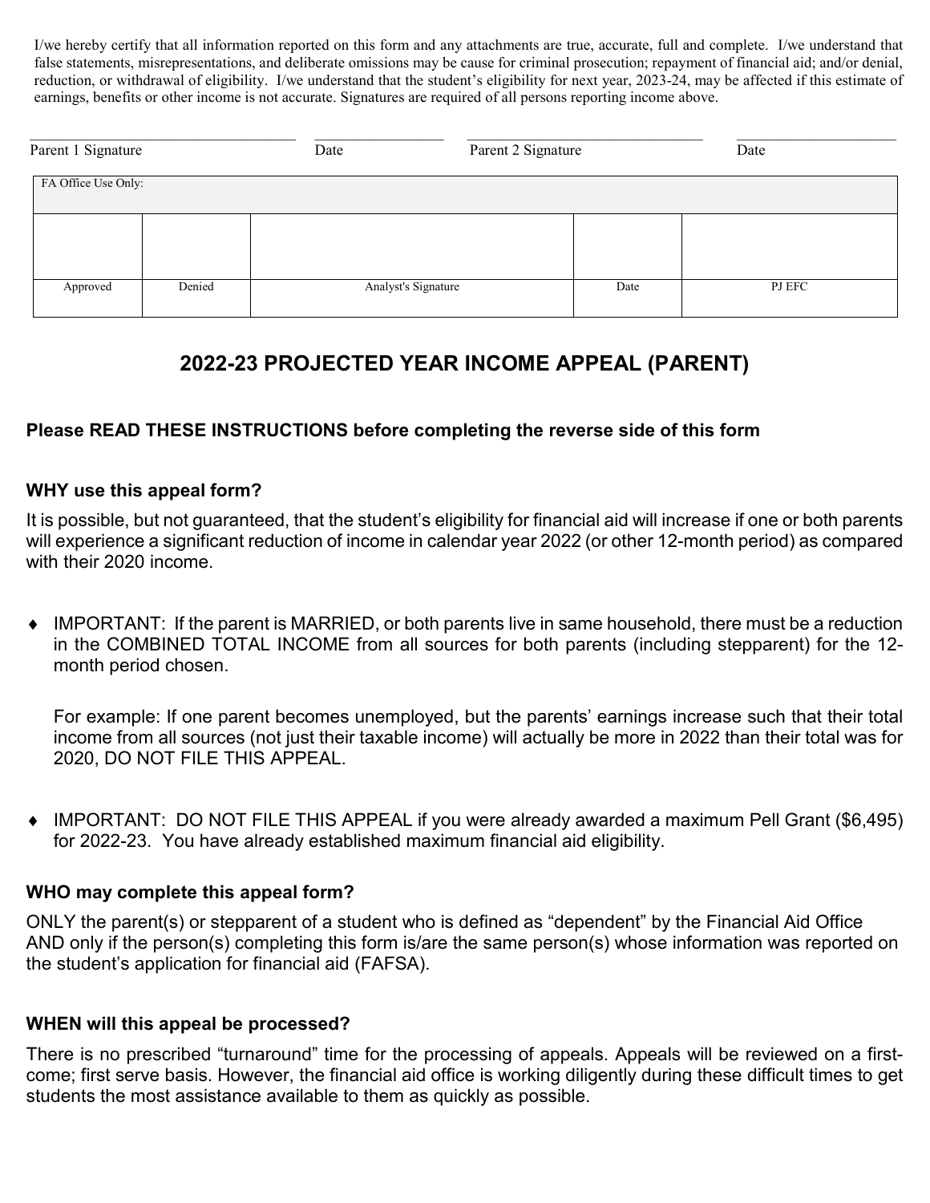I/we hereby certify that all information reported on this form and any attachments are true, accurate, full and complete. I/we understand that false statements, misrepresentations, and deliberate omissions may be cause for criminal prosecution; repayment of financial aid; and/or denial, reduction, or withdrawal of eligibility. I/we understand that the student's eligibility for next year, 2023-24, may be affected if this estimate of earnings, benefits or other income is not accurate. Signatures are required of all persons reporting income above.

| Parent 1 Signature | Date | Parent 2 Signature | Date |
|---|---|---|---|
| | | | |

FA Office Use Only:

| | | | | |
|---|---|---|---|---|
| | | | | |
| Approved | Denied | Analyst's Signature | Date | PJ EFC |

# 2022-23 PROJECTED YEAR INCOME APPEAL (PARENT)

**Please READ THESE INSTRUCTIONS before completing the reverse side of this form**

**WHY use this appeal form?**

It is possible, but not guaranteed, that the student's eligibility for financial aid will increase if one or both parents will experience a significant reduction of income in calendar year 2022 (or other 12-month period) as compared with their 2020 income.

- IMPORTANT: If the parent is MARRIED, or both parents live in same household, there must be a reduction in the COMBINED TOTAL INCOME from all sources for both parents (including stepparent) for the 12-month period chosen.

  For example: If one parent becomes unemployed, but the parents' earnings increase such that their total income from all sources (not just their taxable income) will actually be more in 2022 than their total was for 2020, DO NOT FILE THIS APPEAL.

- IMPORTANT: DO NOT FILE THIS APPEAL if you were already awarded a maximum Pell Grant ($6,495) for 2022-23. You have already established maximum financial aid eligibility.

**WHO may complete this appeal form?**

ONLY the parent(s) or stepparent of a student who is defined as "dependent" by the Financial Aid Office AND only if the person(s) completing this form is/are the same person(s) whose information was reported on the student's application for financial aid (FAFSA).

**WHEN will this appeal be processed?**

There is no prescribed "turnaround" time for the processing of appeals. Appeals will be reviewed on a first-come; first serve basis. However, the financial aid office is working diligently during these difficult times to get students the most assistance available to them as quickly as possible.